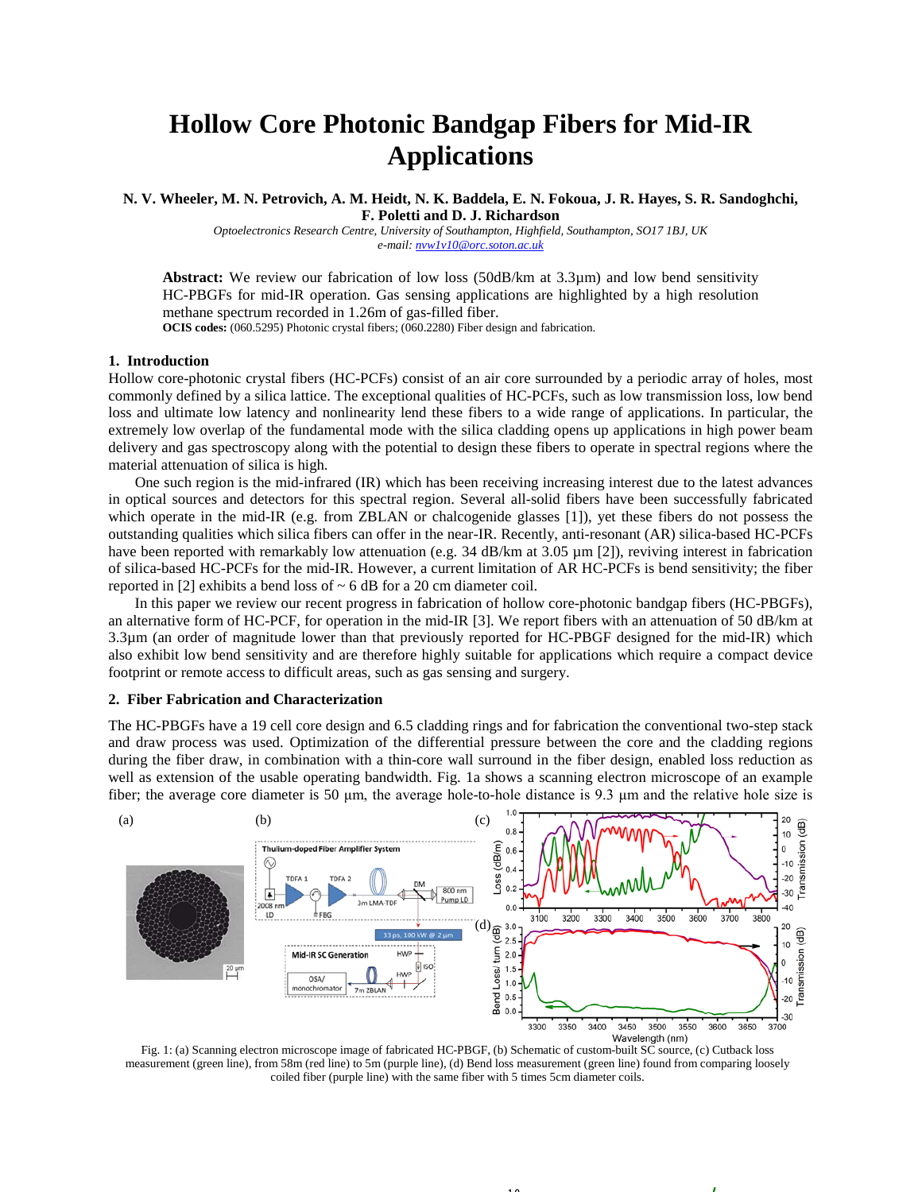# Hollow Core Photonic Bandgap Fibers for Mid-IR Applications

**N. V. Wheeler, M. N. Petrovich, A. M. Heidt, N. K. Baddela, E. N. Fokoua, J. R. Hayes, S. R. Sandoghchi, F. Poletti and D. J. Richardson**

*Optoelectronics Research Centre, University of Southampton, Highfield, Southampton, SO17 1BJ, UK*
*e-mail: nvw1v10@orc.soton.ac.uk*

**Abstract:** We review our fabrication of low loss (50dB/km at 3.3µm) and low bend sensitivity HC-PBGFs for mid-IR operation. Gas sensing applications are highlighted by a high resolution methane spectrum recorded in 1.26m of gas-filled fiber.

**OCIS codes:** (060.5295) Photonic crystal fibers; (060.2280) Fiber design and fabrication.

## 1. Introduction

Hollow core-photonic crystal fibers (HC-PCFs) consist of an air core surrounded by a periodic array of holes, most commonly defined by a silica lattice. The exceptional qualities of HC-PCFs, such as low transmission loss, low bend loss and ultimate low latency and nonlinearity lend these fibers to a wide range of applications. In particular, the extremely low overlap of the fundamental mode with the silica cladding opens up applications in high power beam delivery and gas spectroscopy along with the potential to design these fibers to operate in spectral regions where the material attenuation of silica is high.

One such region is the mid-infrared (IR) which has been receiving increasing interest due to the latest advances in optical sources and detectors for this spectral region. Several all-solid fibers have been successfully fabricated which operate in the mid-IR (e.g. from ZBLAN or chalcogenide glasses [1]), yet these fibers do not possess the outstanding qualities which silica fibers can offer in the near-IR. Recently, anti-resonant (AR) silica-based HC-PCFs have been reported with remarkably low attenuation (e.g. 34 dB/km at 3.05 µm [2]), reviving interest in fabrication of silica-based HC-PCFs for the mid-IR. However, a current limitation of AR HC-PCFs is bend sensitivity; the fiber reported in [2] exhibits a bend loss of ~ 6 dB for a 20 cm diameter coil.

In this paper we review our recent progress in fabrication of hollow core-photonic bandgap fibers (HC-PBGFs), an alternative form of HC-PCF, for operation in the mid-IR [3]. We report fibers with an attenuation of 50 dB/km at 3.3µm (an order of magnitude lower than that previously reported for HC-PBGF designed for the mid-IR) which also exhibit low bend sensitivity and are therefore highly suitable for applications which require a compact device footprint or remote access to difficult areas, such as gas sensing and surgery.

## 2. Fiber Fabrication and Characterization

The HC-PBGFs have a 19 cell core design and 6.5 cladding rings and for fabrication the conventional two-step stack and draw process was used. Optimization of the differential pressure between the core and the cladding regions during the fiber draw, in combination with a thin-core wall surround in the fiber design, enabled loss reduction as well as extension of the usable operating bandwidth. Fig. 1a shows a scanning electron microscope of an example fiber; the average core diameter is 50 µm, the average hole-to-hole distance is 9.3 µm and the relative hole size is

Fig. 1: (a) Scanning electron microscope image of fabricated HC-PBGF, (b) Schematic of custom-built SC source, (c) Cutback loss measurement (green line), from 58m (red line) to 5m (purple line), (d) Bend loss measurement (green line) found from comparing loosely coiled fiber (purple line) with the same fiber with 5 times 5cm diameter coils.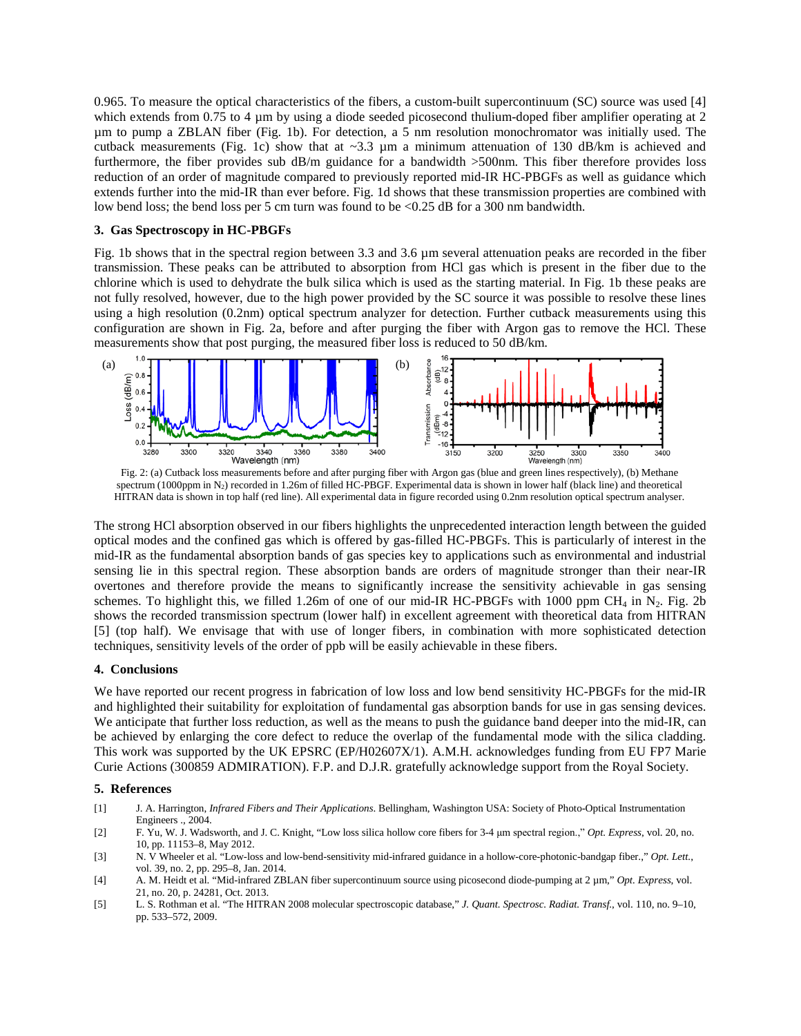0.965. To measure the optical characteristics of the fibers, a custom-built supercontinuum (SC) source was used [4] which extends from 0.75 to 4 µm by using a diode seeded picosecond thulium-doped fiber amplifier operating at 2 µm to pump a ZBLAN fiber (Fig. 1b). For detection, a 5 nm resolution monochromator was initially used. The cutback measurements (Fig. 1c) show that at ~3.3 µm a minimum attenuation of 130 dB/km is achieved and furthermore, the fiber provides sub dB/m guidance for a bandwidth >500nm. This fiber therefore provides loss reduction of an order of magnitude compared to previously reported mid-IR HC-PBGFs as well as guidance which extends further into the mid-IR than ever before. Fig. 1d shows that these transmission properties are combined with low bend loss; the bend loss per 5 cm turn was found to be <0.25 dB for a 300 nm bandwidth.

### 3. Gas Spectroscopy in HC-PBGFs

Fig. 1b shows that in the spectral region between 3.3 and 3.6 µm several attenuation peaks are recorded in the fiber transmission. These peaks can be attributed to absorption from HCl gas which is present in the fiber due to the chlorine which is used to dehydrate the bulk silica which is used as the starting material. In Fig. 1b these peaks are not fully resolved, however, due to the high power provided by the SC source it was possible to resolve these lines using a high resolution (0.2nm) optical spectrum analyzer for detection. Further cutback measurements using this configuration are shown in Fig. 2a, before and after purging the fiber with Argon gas to remove the HCl. These measurements show that post purging, the measured fiber loss is reduced to 50 dB/km.

(a)
Loss (dB/m)
1.0
0.8
0.6
0.4
0.2
0.0
3280 3300 3320 3340 3360 3380 3400
Wavelength (nm)

(b)
Absorbance (dB)
16
12
8
4
0
-4
-8
-12
-16
Transmission (dBm)
3150 3200 3250 3300 3350 3400
Wavelength (nm)

Fig. 2: (a) Cutback loss measurements before and after purging fiber with Argon gas (blue and green lines respectively), (b) Methane spectrum (1000ppm in $N_2$) recorded in 1.26m of filled HC-PBGF. Experimental data is shown in lower half (black line) and theoretical HITRAN data is shown in top half (red line). All experimental data in figure recorded using 0.2nm resolution optical spectrum analyser.

The strong HCl absorption observed in our fibers highlights the unprecedented interaction length between the guided optical modes and the confined gas which is offered by gas-filled HC-PBGFs. This is particularly of interest in the mid-IR as the fundamental absorption bands of gas species key to applications such as environmental and industrial sensing lie in this spectral region. These absorption bands are orders of magnitude stronger than their near-IR overtones and therefore provide the means to significantly increase the sensitivity achievable in gas sensing schemes. To highlight this, we filled 1.26m of one of our mid-IR HC-PBGFs with 1000 ppm $CH_4$ in $N_2$. Fig. 2b shows the recorded transmission spectrum (lower half) in excellent agreement with theoretical data from HITRAN [5] (top half). We envisage that with use of longer fibers, in combination with more sophisticated detection techniques, sensitivity levels of the order of ppb will be easily achievable in these fibers.

### 4. Conclusions

We have reported our recent progress in fabrication of low loss and low bend sensitivity HC-PBGFs for the mid-IR and highlighted their suitability for exploitation of fundamental gas absorption bands for use in gas sensing devices. We anticipate that further loss reduction, as well as the means to push the guidance band deeper into the mid-IR, can be achieved by enlarging the core defect to reduce the overlap of the fundamental mode with the silica cladding. This work was supported by the UK EPSRC (EP/H02607X/1). A.M.H. acknowledges funding from EU FP7 Marie Curie Actions (300859 ADMIRATION). F.P. and D.J.R. gratefully acknowledge support from the Royal Society.

### 5. References

[1] J. A. Harrington, *Infrared Fibers and Their Applications*. Bellingham, Washington USA: Society of Photo-Optical Instrumentation Engineers ., 2004.

[2] F. Yu, W. J. Wadsworth, and J. C. Knight, "Low loss silica hollow core fibers for 3-4 µm spectral region.," *Opt. Express*, vol. 20, no. 10, pp. 11153–8, May 2012.

[3] N. V Wheeler et al. "Low-loss and low-bend-sensitivity mid-infrared guidance in a hollow-core-photonic-bandgap fiber.," *Opt. Lett.*, vol. 39, no. 2, pp. 295–8, Jan. 2014.

[4] A. M. Heidt et al. "Mid-infrared ZBLAN fiber supercontinuum source using picosecond diode-pumping at 2 µm," *Opt. Express*, vol. 21, no. 20, p. 24281, Oct. 2013.

[5] L. S. Rothman et al. "The HITRAN 2008 molecular spectroscopic database," *J. Quant. Spectrosc. Radiat. Transf.*, vol. 110, no. 9–10, pp. 533–572, 2009.